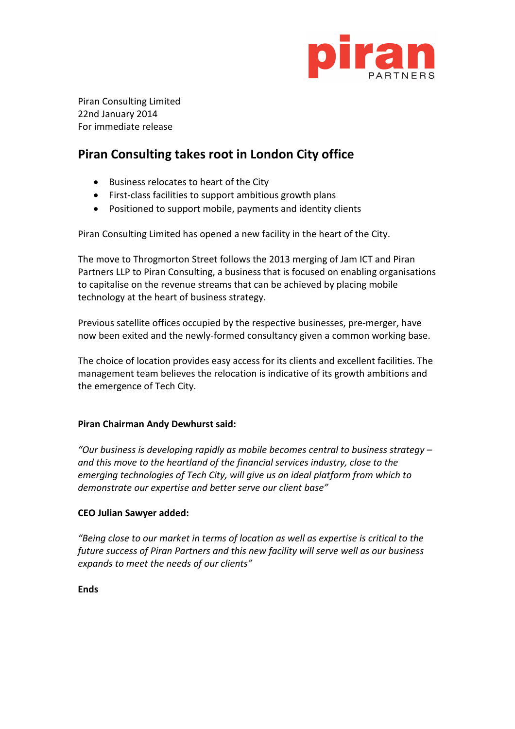Piran Consulting Limited
22nd January 2014
For immediate release

# Piran Consulting takes root in London City office

- Business relocates to heart of the City
- First-class facilities to support ambitious growth plans
- Positioned to support mobile, payments and identity clients

Piran Consulting Limited has opened a new facility in the heart of the City.

The move to Throgmorton Street follows the 2013 merging of Jam ICT and Piran Partners LLP to Piran Consulting, a business that is focused on enabling organisations to capitalise on the revenue streams that can be achieved by placing mobile technology at the heart of business strategy.

Previous satellite offices occupied by the respective businesses, pre-merger, have now been exited and the newly-formed consultancy given a common working base.

The choice of location provides easy access for its clients and excellent facilities. The management team believes the relocation is indicative of its growth ambitions and the emergence of Tech City.

**Piran Chairman Andy Dewhurst said:**

*"Our business is developing rapidly as mobile becomes central to business strategy – and this move to the heartland of the financial services industry, close to the emerging technologies of Tech City, will give us an ideal platform from which to demonstrate our expertise and better serve our client base"*

**CEO Julian Sawyer added:**

*"Being close to our market in terms of location as well as expertise is critical to the future success of Piran Partners and this new facility will serve well as our business expands to meet the needs of our clients"*

**Ends**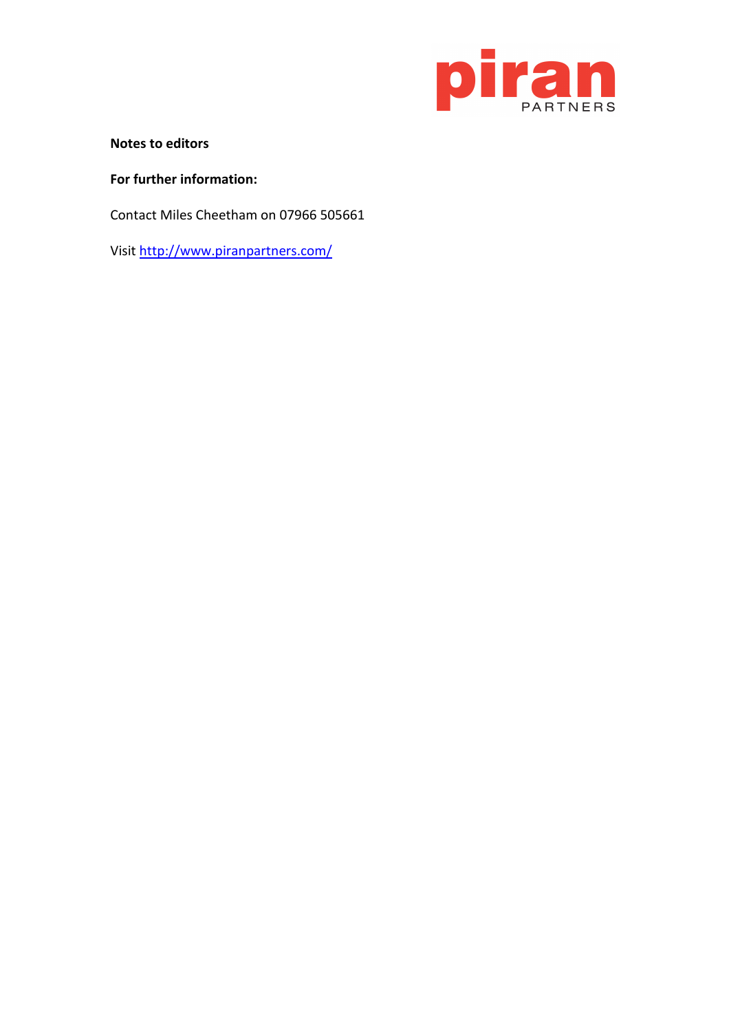**Notes to editors**

**For further information:**

Contact Miles Cheetham on 07966 505661

Visit http://www.piranpartners.com/